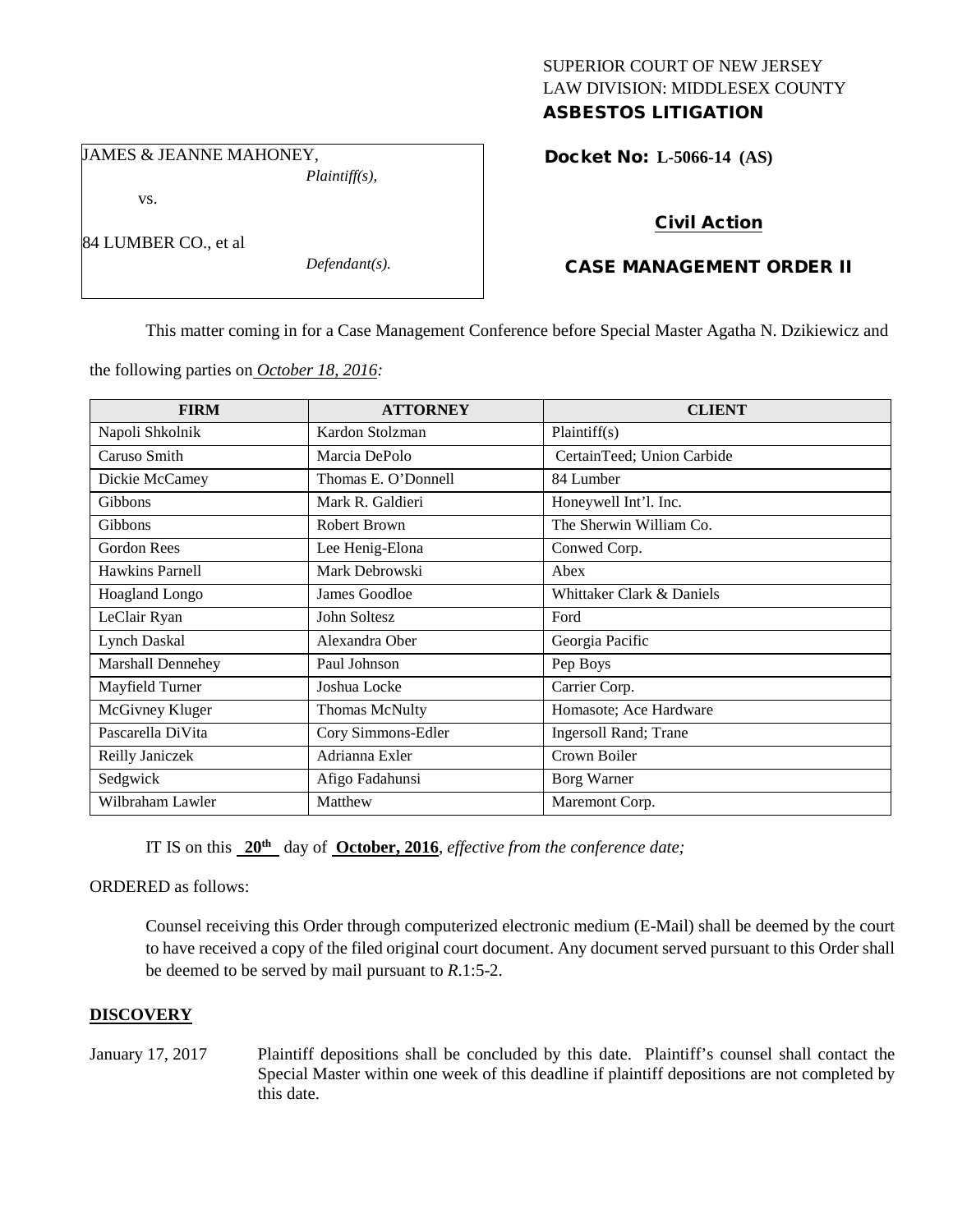SUPERIOR COURT OF NEW JERSEY
LAW DIVISION: MIDDLESEX COUNTY
**ASBESTOS LITIGATION**

JAMES & JEANNE MAHONEY,
*Plaintiff(s),*

vs.

84 LUMBER CO., et al
*Defendant(s).*

**Docket No: L-5066-14 (AS)**

**Civil Action**

**CASE MANAGEMENT ORDER II**

This matter coming in for a Case Management Conference before Special Master Agatha N. Dzikiewicz and the following parties on *October 18, 2016:*

| FIRM | ATTORNEY | CLIENT |
|---|---|---|
| Napoli Shkolnik | Kardon Stolzman | Plaintiff(s) |
| Caruso Smith | Marcia DePolo | CertainTeed; Union Carbide |
| Dickie McCamey | Thomas E. O'Donnell | 84 Lumber |
| Gibbons | Mark R. Galdieri | Honeywell Int'l. Inc. |
| Gibbons | Robert Brown | The Sherwin William Co. |
| Gordon Rees | Lee Henig-Elona | Conwed Corp. |
| Hawkins Parnell | Mark Debrowski | Abex |
| Hoagland Longo | James Goodloe | Whittaker Clark & Daniels |
| LeClair Ryan | John Soltesz | Ford |
| Lynch Daskal | Alexandra Ober | Georgia Pacific |
| Marshall Dennehey | Paul Johnson | Pep Boys |
| Mayfield Turner | Joshua Locke | Carrier Corp. |
| McGivney Kluger | Thomas McNulty | Homasote; Ace Hardware |
| Pascarella DiVita | Cory Simmons-Edler | Ingersoll Rand; Trane |
| Reilly Janiczek | Adrianna Exler | Crown Boiler |
| Sedgwick | Afigo Fadahunsi | Borg Warner |
| Wilbraham Lawler | Matthew | Maremont Corp. |

IT IS on this **20th** day of **October, 2016**, *effective from the conference date;*

ORDERED as follows:

Counsel receiving this Order through computerized electronic medium (E-Mail) shall be deemed by the court to have received a copy of the filed original court document. Any document served pursuant to this Order shall be deemed to be served by mail pursuant to *R*.1:5-2.

**DISCOVERY**

January 17, 2017 Plaintiff depositions shall be concluded by this date. Plaintiff's counsel shall contact the Special Master within one week of this deadline if plaintiff depositions are not completed by this date.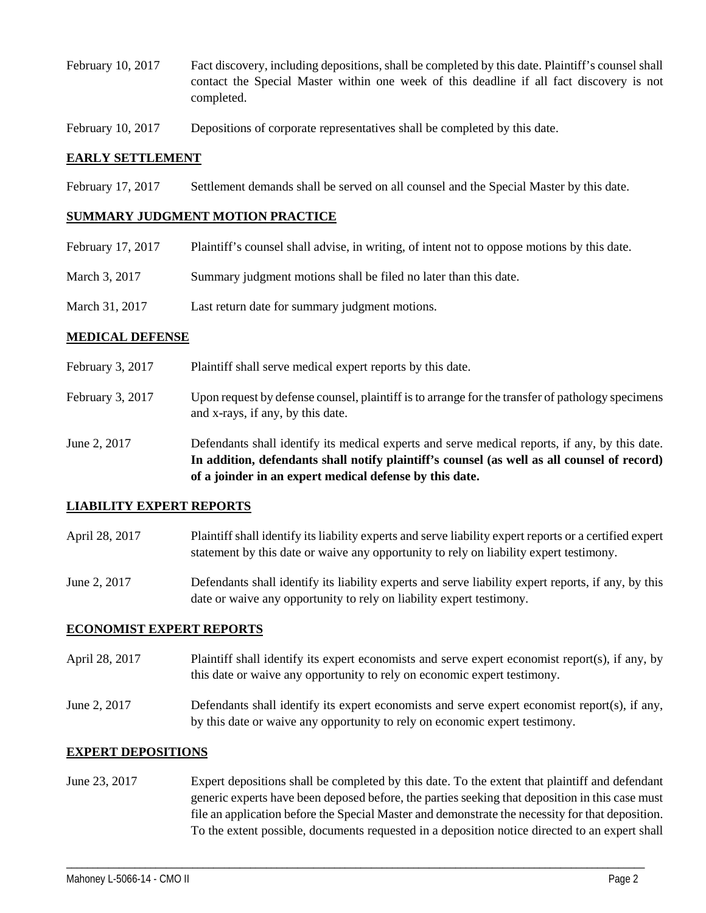February 10, 2017 Fact discovery, including depositions, shall be completed by this date. Plaintiff's counsel shall contact the Special Master within one week of this deadline if all fact discovery is not completed.

February 10, 2017 Depositions of corporate representatives shall be completed by this date.

## EARLY SETTLEMENT

February 17, 2017 Settlement demands shall be served on all counsel and the Special Master by this date.

## SUMMARY JUDGMENT MOTION PRACTICE

February 17, 2017 Plaintiff's counsel shall advise, in writing, of intent not to oppose motions by this date.

March 3, 2017 Summary judgment motions shall be filed no later than this date.

March 31, 2017 Last return date for summary judgment motions.

## MEDICAL DEFENSE

February 3, 2017 Plaintiff shall serve medical expert reports by this date.

February 3, 2017 Upon request by defense counsel, plaintiff is to arrange for the transfer of pathology specimens and x-rays, if any, by this date.

June 2, 2017 Defendants shall identify its medical experts and serve medical reports, if any, by this date. **In addition, defendants shall notify plaintiff's counsel (as well as all counsel of record) of a joinder in an expert medical defense by this date.**

## LIABILITY EXPERT REPORTS

April 28, 2017 Plaintiff shall identify its liability experts and serve liability expert reports or a certified expert statement by this date or waive any opportunity to rely on liability expert testimony.

June 2, 2017 Defendants shall identify its liability experts and serve liability expert reports, if any, by this date or waive any opportunity to rely on liability expert testimony.

## ECONOMIST EXPERT REPORTS

April 28, 2017 Plaintiff shall identify its expert economists and serve expert economist report(s), if any, by this date or waive any opportunity to rely on economic expert testimony.

June 2, 2017 Defendants shall identify its expert economists and serve expert economist report(s), if any, by this date or waive any opportunity to rely on economic expert testimony.

## EXPERT DEPOSITIONS

June 23, 2017 Expert depositions shall be completed by this date. To the extent that plaintiff and defendant generic experts have been deposed before, the parties seeking that deposition in this case must file an application before the Special Master and demonstrate the necessity for that deposition. To the extent possible, documents requested in a deposition notice directed to an expert shall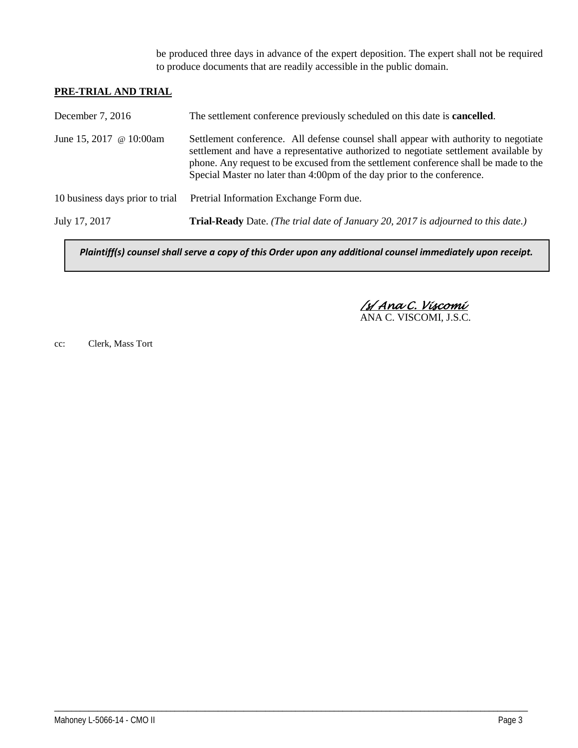be produced three days in advance of the expert deposition. The expert shall not be required to produce documents that are readily accessible in the public domain.

**PRE-TRIAL AND TRIAL**

| | |
|---|---|
| December 7, 2016 | The settlement conference previously scheduled on this date is **cancelled**. |
| June 15, 2017 @ 10:00am | Settlement conference. All defense counsel shall appear with authority to negotiate settlement and have a representative authorized to negotiate settlement available by phone. Any request to be excused from the settlement conference shall be made to the Special Master no later than 4:00pm of the day prior to the conference. |
| 10 business days prior to trial | Pretrial Information Exchange Form due. |
| July 17, 2017 | **Trial-Ready** Date. *(The trial date of January 20, 2017 is adjourned to this date.)* |

***Plaintiff(s) counsel shall serve a copy of this Order upon any additional counsel immediately upon receipt.***

*/s/ Ana C. Viscomi*
ANA C. VISCOMI, J.S.C.

cc: Clerk, Mass Tort